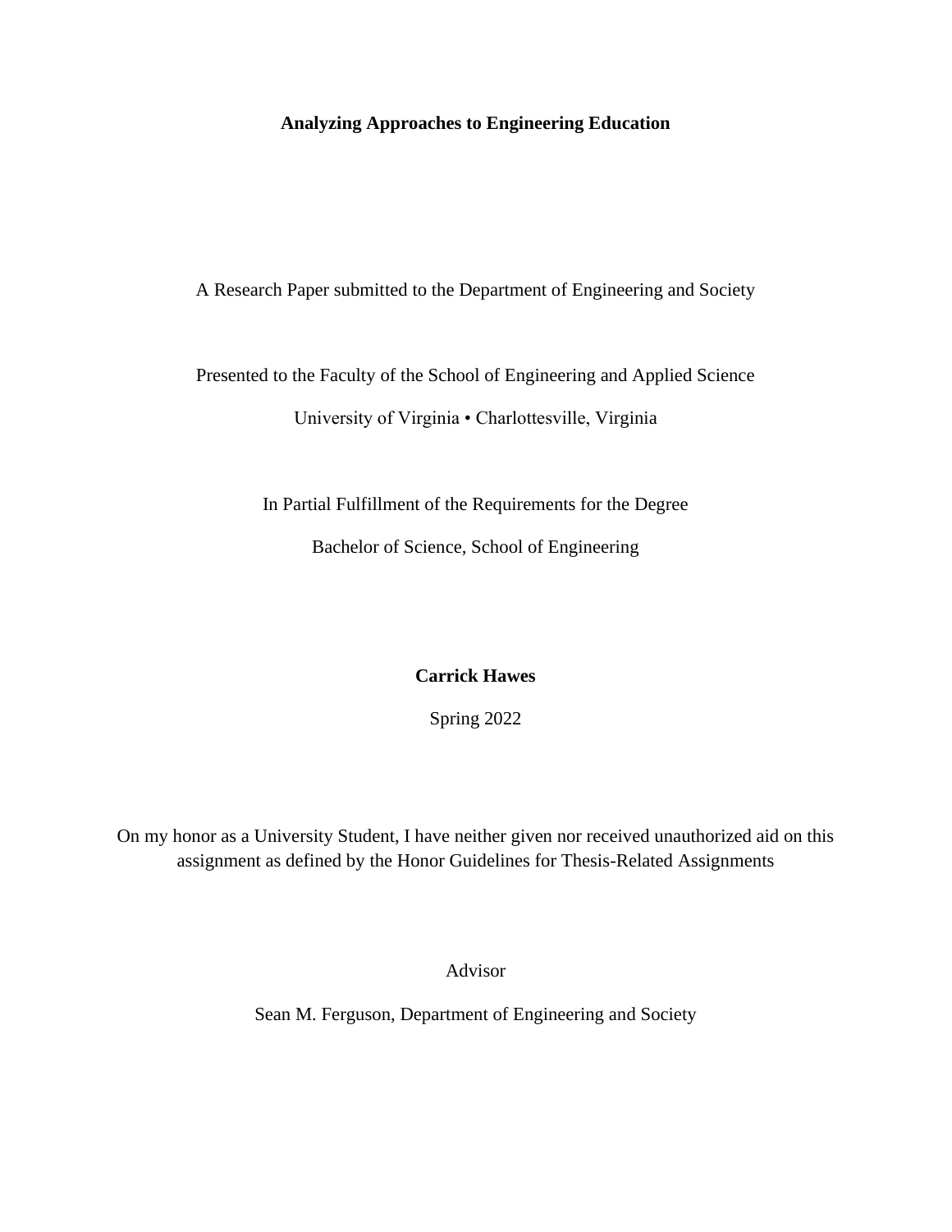# Analyzing Approaches to Engineering Education

A Research Paper submitted to the Department of Engineering and Society

Presented to the Faculty of the School of Engineering and Applied Science

University of Virginia • Charlottesville, Virginia

In Partial Fulfillment of the Requirements for the Degree

Bachelor of Science, School of Engineering

**Carrick Hawes**

Spring 2022

On my honor as a University Student, I have neither given nor received unauthorized aid on this assignment as defined by the Honor Guidelines for Thesis-Related Assignments

Advisor

Sean M. Ferguson, Department of Engineering and Society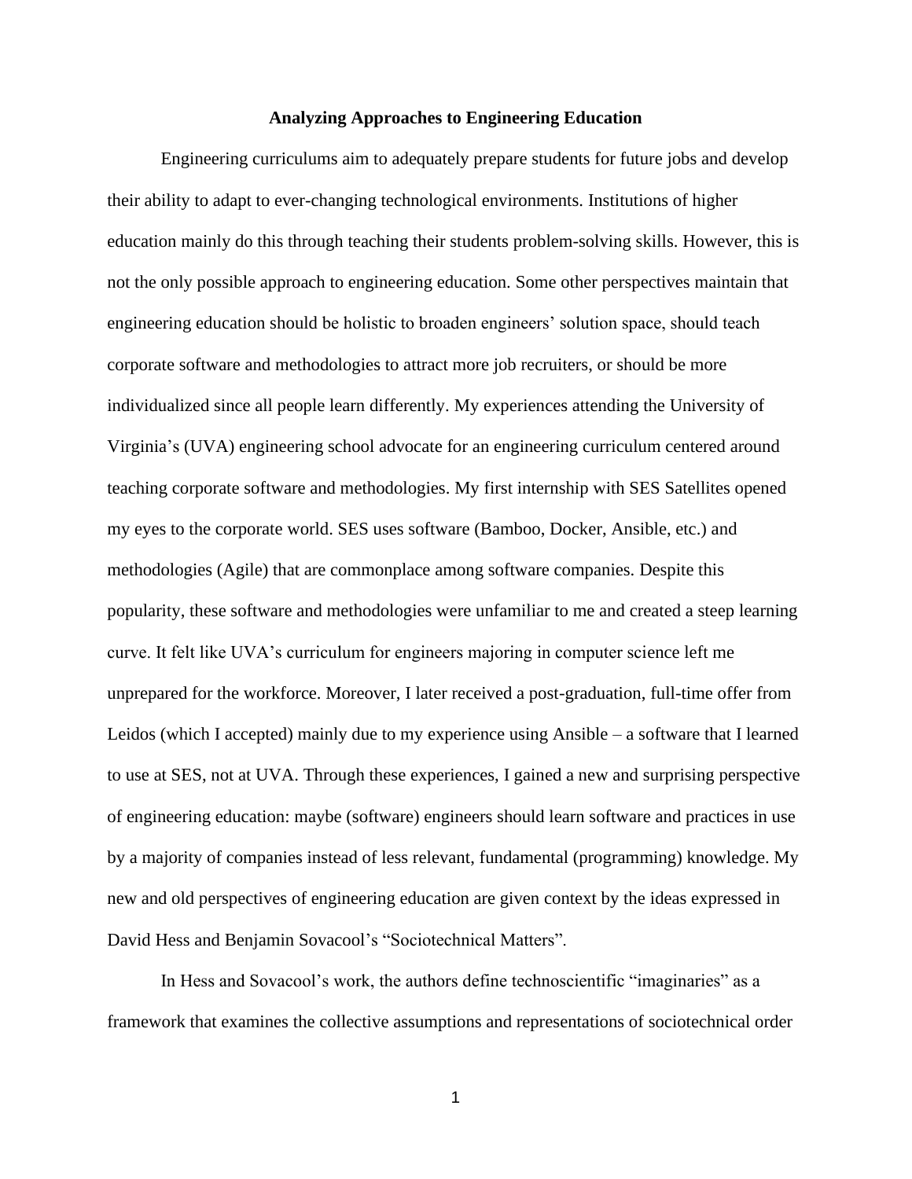## Analyzing Approaches to Engineering Education

Engineering curriculums aim to adequately prepare students for future jobs and develop their ability to adapt to ever-changing technological environments. Institutions of higher education mainly do this through teaching their students problem-solving skills. However, this is not the only possible approach to engineering education. Some other perspectives maintain that engineering education should be holistic to broaden engineers' solution space, should teach corporate software and methodologies to attract more job recruiters, or should be more individualized since all people learn differently. My experiences attending the University of Virginia's (UVA) engineering school advocate for an engineering curriculum centered around teaching corporate software and methodologies. My first internship with SES Satellites opened my eyes to the corporate world. SES uses software (Bamboo, Docker, Ansible, etc.) and methodologies (Agile) that are commonplace among software companies. Despite this popularity, these software and methodologies were unfamiliar to me and created a steep learning curve. It felt like UVA's curriculum for engineers majoring in computer science left me unprepared for the workforce. Moreover, I later received a post-graduation, full-time offer from Leidos (which I accepted) mainly due to my experience using Ansible – a software that I learned to use at SES, not at UVA. Through these experiences, I gained a new and surprising perspective of engineering education: maybe (software) engineers should learn software and practices in use by a majority of companies instead of less relevant, fundamental (programming) knowledge. My new and old perspectives of engineering education are given context by the ideas expressed in David Hess and Benjamin Sovacool's "Sociotechnical Matters".

In Hess and Sovacool's work, the authors define technoscientific "imaginaries" as a framework that examines the collective assumptions and representations of sociotechnical order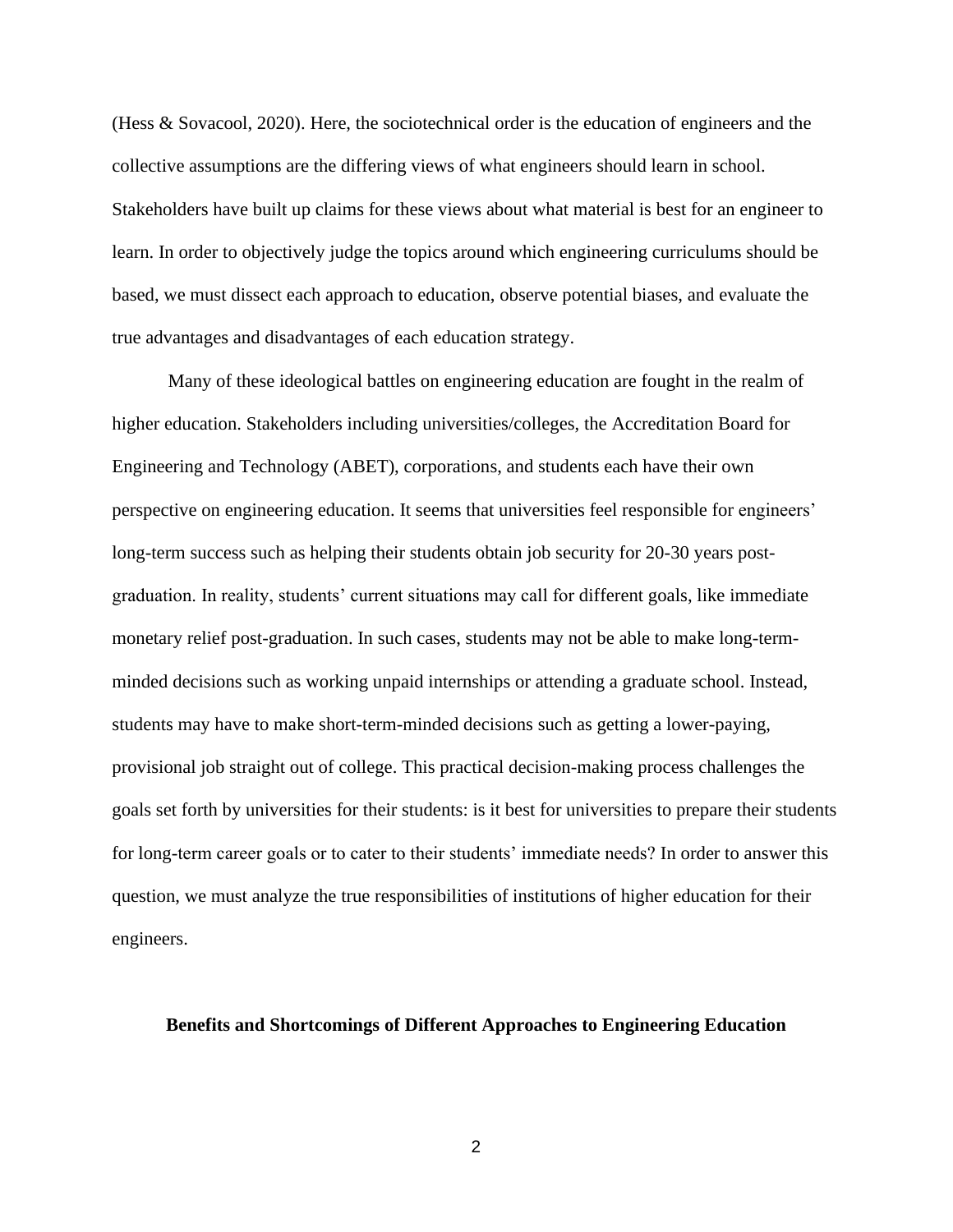(Hess & Sovacool, 2020). Here, the sociotechnical order is the education of engineers and the collective assumptions are the differing views of what engineers should learn in school. Stakeholders have built up claims for these views about what material is best for an engineer to learn. In order to objectively judge the topics around which engineering curriculums should be based, we must dissect each approach to education, observe potential biases, and evaluate the true advantages and disadvantages of each education strategy.

Many of these ideological battles on engineering education are fought in the realm of higher education. Stakeholders including universities/colleges, the Accreditation Board for Engineering and Technology (ABET), corporations, and students each have their own perspective on engineering education. It seems that universities feel responsible for engineers' long-term success such as helping their students obtain job security for 20-30 years post-graduation. In reality, students' current situations may call for different goals, like immediate monetary relief post-graduation. In such cases, students may not be able to make long-term-minded decisions such as working unpaid internships or attending a graduate school. Instead, students may have to make short-term-minded decisions such as getting a lower-paying, provisional job straight out of college. This practical decision-making process challenges the goals set forth by universities for their students: is it best for universities to prepare their students for long-term career goals or to cater to their students' immediate needs? In order to answer this question, we must analyze the true responsibilities of institutions of higher education for their engineers.

## Benefits and Shortcomings of Different Approaches to Engineering Education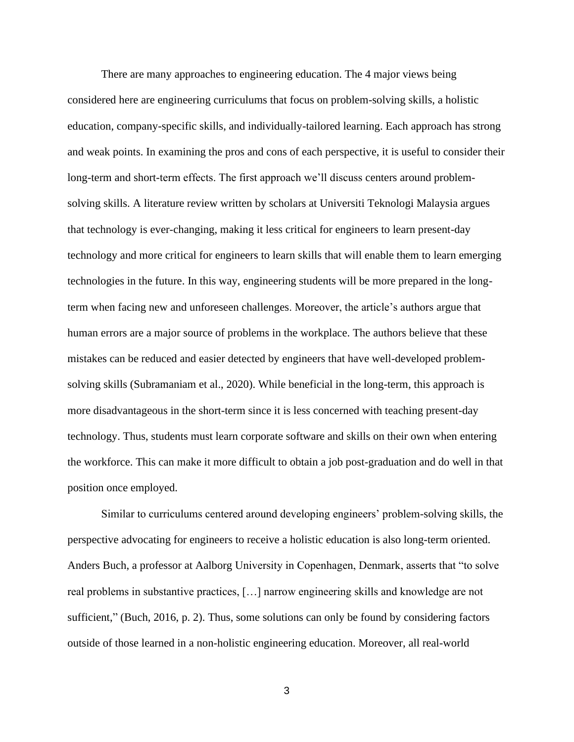There are many approaches to engineering education. The 4 major views being considered here are engineering curriculums that focus on problem-solving skills, a holistic education, company-specific skills, and individually-tailored learning. Each approach has strong and weak points. In examining the pros and cons of each perspective, it is useful to consider their long-term and short-term effects. The first approach we'll discuss centers around problem-solving skills. A literature review written by scholars at Universiti Teknologi Malaysia argues that technology is ever-changing, making it less critical for engineers to learn present-day technology and more critical for engineers to learn skills that will enable them to learn emerging technologies in the future. In this way, engineering students will be more prepared in the long-term when facing new and unforeseen challenges. Moreover, the article's authors argue that human errors are a major source of problems in the workplace. The authors believe that these mistakes can be reduced and easier detected by engineers that have well-developed problem-solving skills (Subramaniam et al., 2020). While beneficial in the long-term, this approach is more disadvantageous in the short-term since it is less concerned with teaching present-day technology. Thus, students must learn corporate software and skills on their own when entering the workforce. This can make it more difficult to obtain a job post-graduation and do well in that position once employed.

Similar to curriculums centered around developing engineers' problem-solving skills, the perspective advocating for engineers to receive a holistic education is also long-term oriented. Anders Buch, a professor at Aalborg University in Copenhagen, Denmark, asserts that "to solve real problems in substantive practices, […] narrow engineering skills and knowledge are not sufficient," (Buch, 2016, p. 2). Thus, some solutions can only be found by considering factors outside of those learned in a non-holistic engineering education. Moreover, all real-world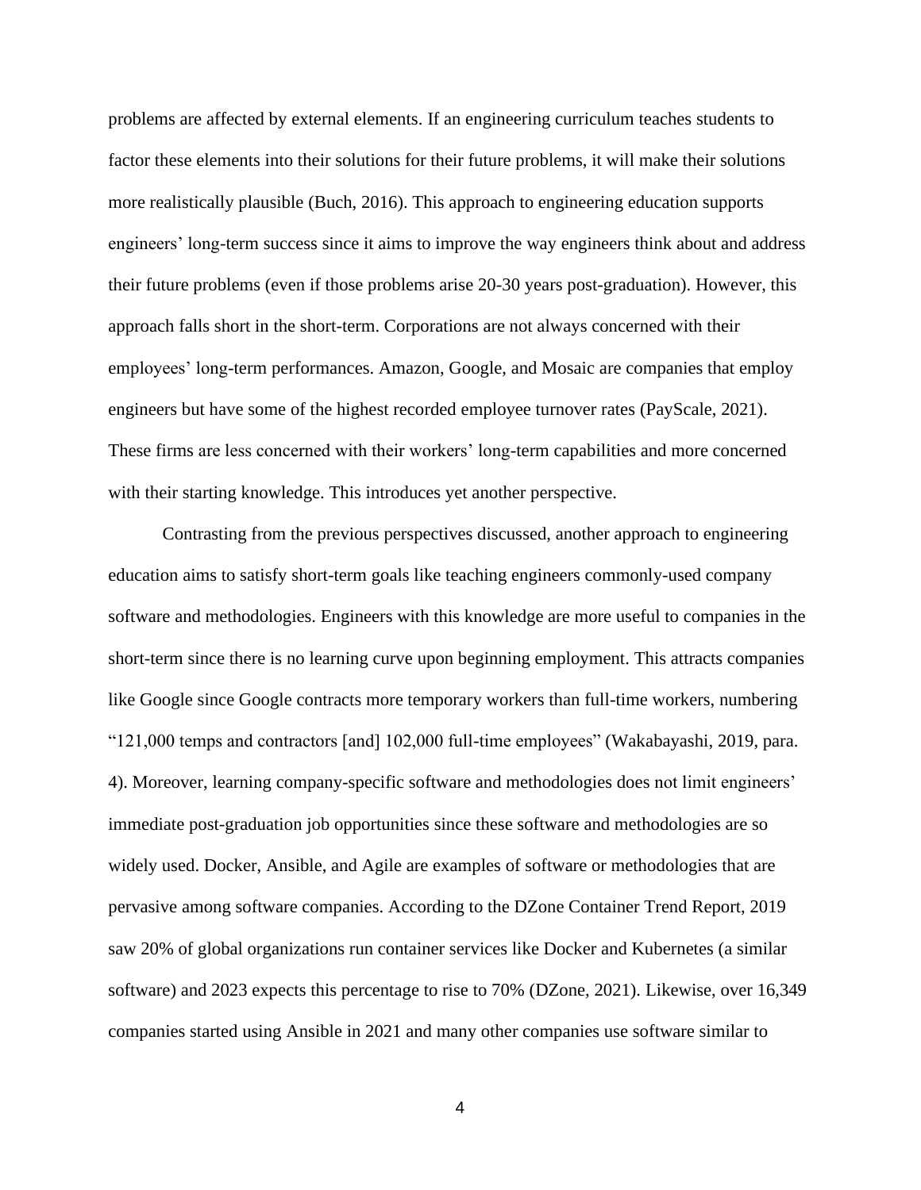problems are affected by external elements. If an engineering curriculum teaches students to factor these elements into their solutions for their future problems, it will make their solutions more realistically plausible (Buch, 2016). This approach to engineering education supports engineers' long-term success since it aims to improve the way engineers think about and address their future problems (even if those problems arise 20-30 years post-graduation). However, this approach falls short in the short-term. Corporations are not always concerned with their employees' long-term performances. Amazon, Google, and Mosaic are companies that employ engineers but have some of the highest recorded employee turnover rates (PayScale, 2021). These firms are less concerned with their workers' long-term capabilities and more concerned with their starting knowledge. This introduces yet another perspective.

Contrasting from the previous perspectives discussed, another approach to engineering education aims to satisfy short-term goals like teaching engineers commonly-used company software and methodologies. Engineers with this knowledge are more useful to companies in the short-term since there is no learning curve upon beginning employment. This attracts companies like Google since Google contracts more temporary workers than full-time workers, numbering "121,000 temps and contractors [and] 102,000 full-time employees" (Wakabayashi, 2019, para. 4). Moreover, learning company-specific software and methodologies does not limit engineers' immediate post-graduation job opportunities since these software and methodologies are so widely used. Docker, Ansible, and Agile are examples of software or methodologies that are pervasive among software companies. According to the DZone Container Trend Report, 2019 saw 20% of global organizations run container services like Docker and Kubernetes (a similar software) and 2023 expects this percentage to rise to 70% (DZone, 2021). Likewise, over 16,349 companies started using Ansible in 2021 and many other companies use software similar to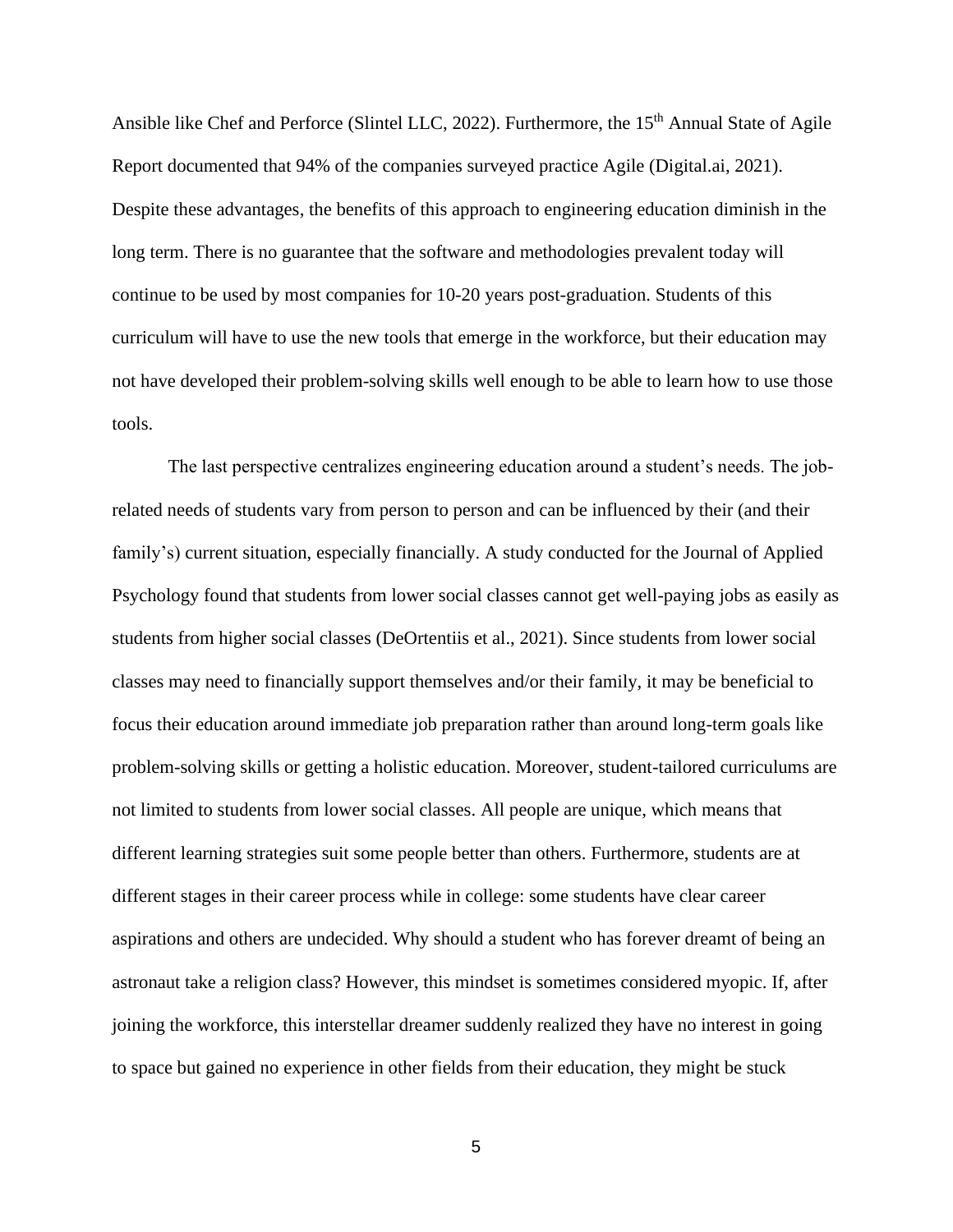Ansible like Chef and Perforce (Slintel LLC, 2022). Furthermore, the 15th Annual State of Agile Report documented that 94% of the companies surveyed practice Agile (Digital.ai, 2021). Despite these advantages, the benefits of this approach to engineering education diminish in the long term. There is no guarantee that the software and methodologies prevalent today will continue to be used by most companies for 10-20 years post-graduation. Students of this curriculum will have to use the new tools that emerge in the workforce, but their education may not have developed their problem-solving skills well enough to be able to learn how to use those tools.

The last perspective centralizes engineering education around a student's needs. The job-related needs of students vary from person to person and can be influenced by their (and their family's) current situation, especially financially. A study conducted for the Journal of Applied Psychology found that students from lower social classes cannot get well-paying jobs as easily as students from higher social classes (DeOrtentiis et al., 2021). Since students from lower social classes may need to financially support themselves and/or their family, it may be beneficial to focus their education around immediate job preparation rather than around long-term goals like problem-solving skills or getting a holistic education. Moreover, student-tailored curriculums are not limited to students from lower social classes. All people are unique, which means that different learning strategies suit some people better than others. Furthermore, students are at different stages in their career process while in college: some students have clear career aspirations and others are undecided. Why should a student who has forever dreamt of being an astronaut take a religion class? However, this mindset is sometimes considered myopic. If, after joining the workforce, this interstellar dreamer suddenly realized they have no interest in going to space but gained no experience in other fields from their education, they might be stuck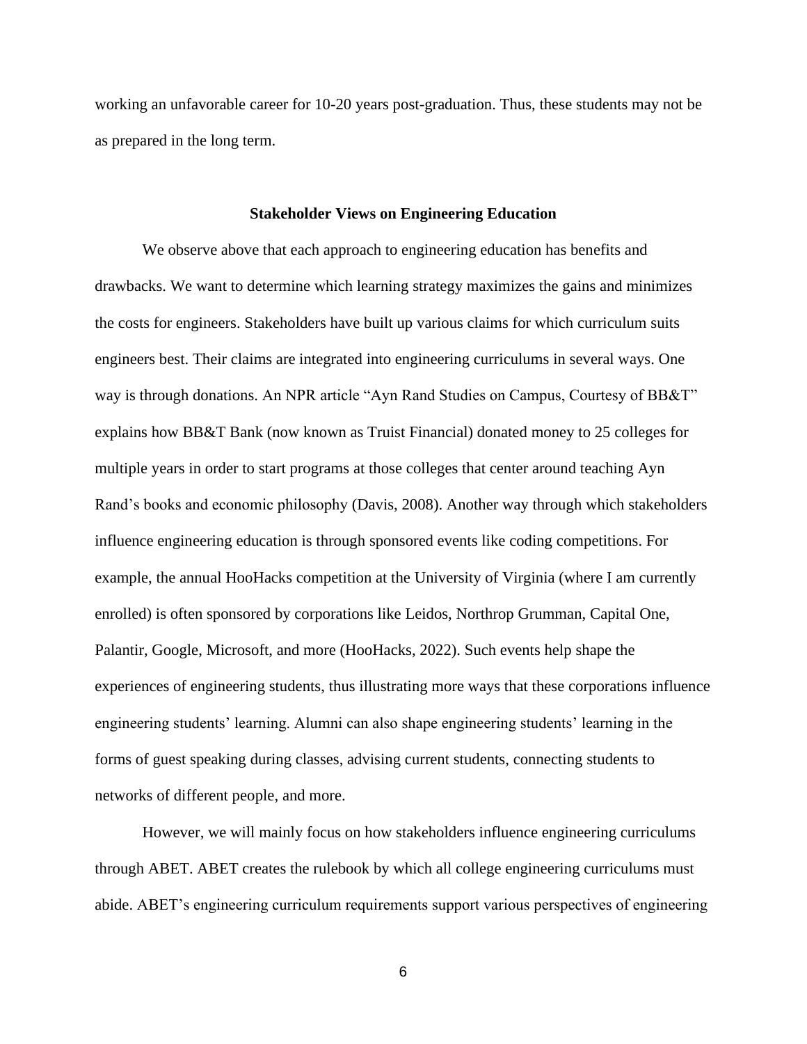working an unfavorable career for 10-20 years post-graduation. Thus, these students may not be as prepared in the long term.

## Stakeholder Views on Engineering Education

We observe above that each approach to engineering education has benefits and drawbacks. We want to determine which learning strategy maximizes the gains and minimizes the costs for engineers. Stakeholders have built up various claims for which curriculum suits engineers best. Their claims are integrated into engineering curriculums in several ways. One way is through donations. An NPR article "Ayn Rand Studies on Campus, Courtesy of BB&T" explains how BB&T Bank (now known as Truist Financial) donated money to 25 colleges for multiple years in order to start programs at those colleges that center around teaching Ayn Rand's books and economic philosophy (Davis, 2008). Another way through which stakeholders influence engineering education is through sponsored events like coding competitions. For example, the annual HooHacks competition at the University of Virginia (where I am currently enrolled) is often sponsored by corporations like Leidos, Northrop Grumman, Capital One, Palantir, Google, Microsoft, and more (HooHacks, 2022). Such events help shape the experiences of engineering students, thus illustrating more ways that these corporations influence engineering students' learning. Alumni can also shape engineering students' learning in the forms of guest speaking during classes, advising current students, connecting students to networks of different people, and more.

However, we will mainly focus on how stakeholders influence engineering curriculums through ABET. ABET creates the rulebook by which all college engineering curriculums must abide. ABET's engineering curriculum requirements support various perspectives of engineering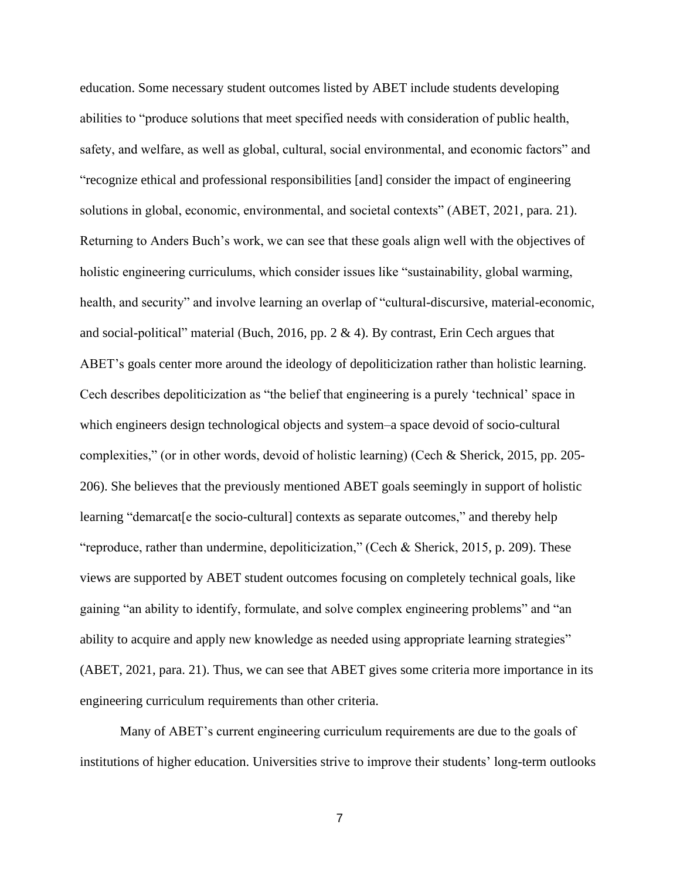education. Some necessary student outcomes listed by ABET include students developing abilities to "produce solutions that meet specified needs with consideration of public health, safety, and welfare, as well as global, cultural, social environmental, and economic factors" and "recognize ethical and professional responsibilities [and] consider the impact of engineering solutions in global, economic, environmental, and societal contexts" (ABET, 2021, para. 21). Returning to Anders Buch's work, we can see that these goals align well with the objectives of holistic engineering curriculums, which consider issues like "sustainability, global warming, health, and security" and involve learning an overlap of "cultural-discursive, material-economic, and social-political" material (Buch, 2016, pp. 2 & 4). By contrast, Erin Cech argues that ABET's goals center more around the ideology of depoliticization rather than holistic learning. Cech describes depoliticization as "the belief that engineering is a purely 'technical' space in which engineers design technological objects and system–a space devoid of socio-cultural complexities," (or in other words, devoid of holistic learning) (Cech & Sherick, 2015, pp. 205-206). She believes that the previously mentioned ABET goals seemingly in support of holistic learning "demarcat[e the socio-cultural] contexts as separate outcomes," and thereby help "reproduce, rather than undermine, depoliticization," (Cech & Sherick, 2015, p. 209). These views are supported by ABET student outcomes focusing on completely technical goals, like gaining "an ability to identify, formulate, and solve complex engineering problems" and "an ability to acquire and apply new knowledge as needed using appropriate learning strategies" (ABET, 2021, para. 21). Thus, we can see that ABET gives some criteria more importance in its engineering curriculum requirements than other criteria.

Many of ABET's current engineering curriculum requirements are due to the goals of institutions of higher education. Universities strive to improve their students' long-term outlooks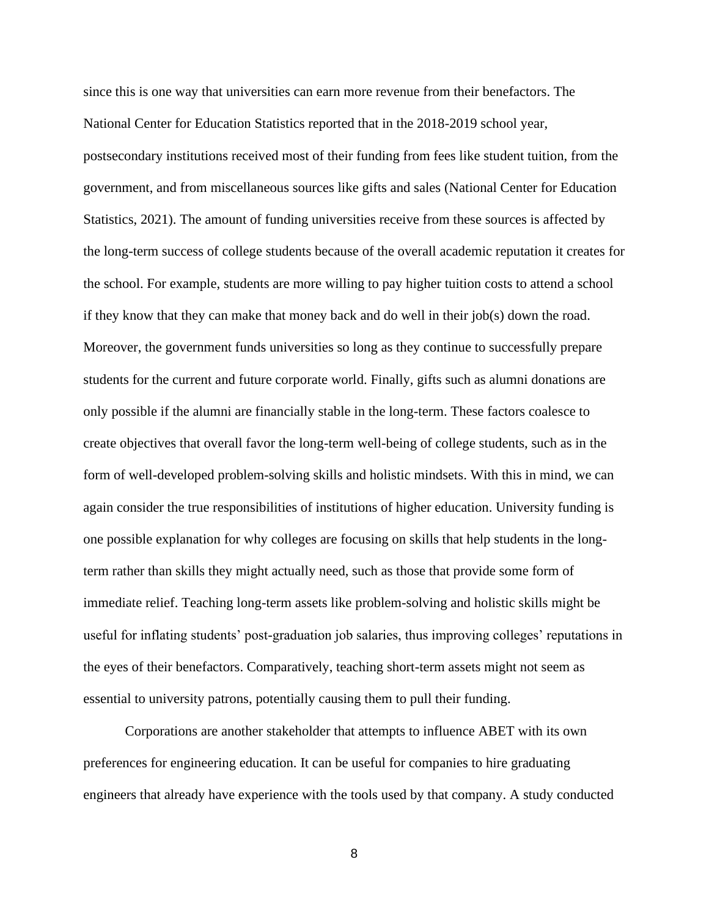since this is one way that universities can earn more revenue from their benefactors. The National Center for Education Statistics reported that in the 2018-2019 school year, postsecondary institutions received most of their funding from fees like student tuition, from the government, and from miscellaneous sources like gifts and sales (National Center for Education Statistics, 2021). The amount of funding universities receive from these sources is affected by the long-term success of college students because of the overall academic reputation it creates for the school. For example, students are more willing to pay higher tuition costs to attend a school if they know that they can make that money back and do well in their job(s) down the road. Moreover, the government funds universities so long as they continue to successfully prepare students for the current and future corporate world. Finally, gifts such as alumni donations are only possible if the alumni are financially stable in the long-term. These factors coalesce to create objectives that overall favor the long-term well-being of college students, such as in the form of well-developed problem-solving skills and holistic mindsets. With this in mind, we can again consider the true responsibilities of institutions of higher education. University funding is one possible explanation for why colleges are focusing on skills that help students in the long-term rather than skills they might actually need, such as those that provide some form of immediate relief. Teaching long-term assets like problem-solving and holistic skills might be useful for inflating students' post-graduation job salaries, thus improving colleges' reputations in the eyes of their benefactors. Comparatively, teaching short-term assets might not seem as essential to university patrons, potentially causing them to pull their funding.

Corporations are another stakeholder that attempts to influence ABET with its own preferences for engineering education. It can be useful for companies to hire graduating engineers that already have experience with the tools used by that company. A study conducted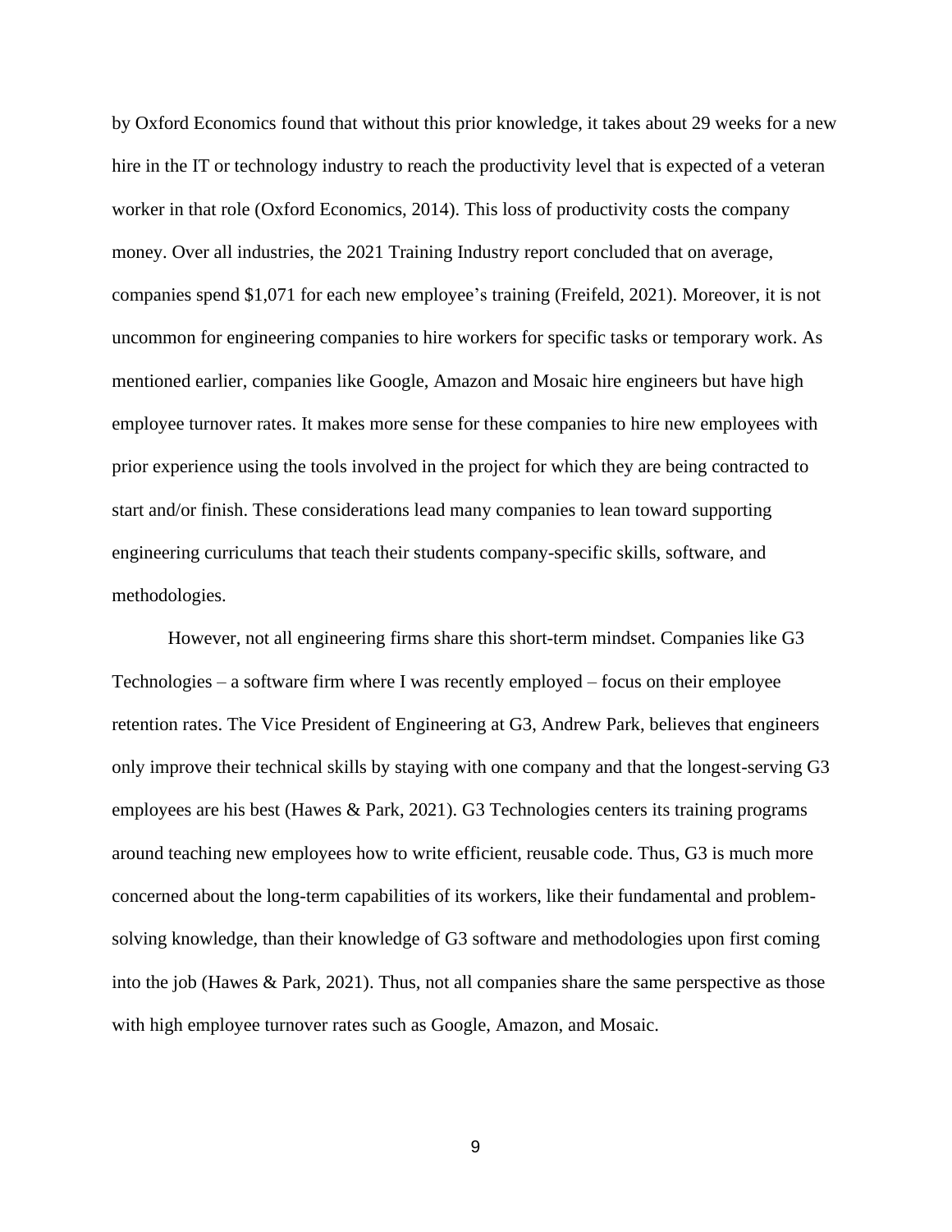by Oxford Economics found that without this prior knowledge, it takes about 29 weeks for a new hire in the IT or technology industry to reach the productivity level that is expected of a veteran worker in that role (Oxford Economics, 2014). This loss of productivity costs the company money. Over all industries, the 2021 Training Industry report concluded that on average, companies spend $1,071 for each new employee's training (Freifeld, 2021). Moreover, it is not uncommon for engineering companies to hire workers for specific tasks or temporary work. As mentioned earlier, companies like Google, Amazon and Mosaic hire engineers but have high employee turnover rates. It makes more sense for these companies to hire new employees with prior experience using the tools involved in the project for which they are being contracted to start and/or finish. These considerations lead many companies to lean toward supporting engineering curriculums that teach their students company-specific skills, software, and methodologies.

However, not all engineering firms share this short-term mindset. Companies like G3 Technologies – a software firm where I was recently employed – focus on their employee retention rates. The Vice President of Engineering at G3, Andrew Park, believes that engineers only improve their technical skills by staying with one company and that the longest-serving G3 employees are his best (Hawes & Park, 2021). G3 Technologies centers its training programs around teaching new employees how to write efficient, reusable code. Thus, G3 is much more concerned about the long-term capabilities of its workers, like their fundamental and problem-solving knowledge, than their knowledge of G3 software and methodologies upon first coming into the job (Hawes & Park, 2021). Thus, not all companies share the same perspective as those with high employee turnover rates such as Google, Amazon, and Mosaic.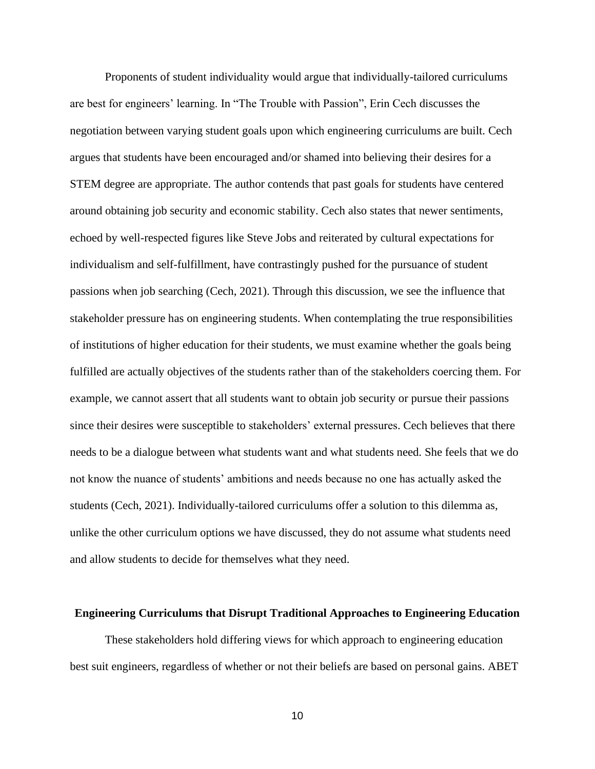Proponents of student individuality would argue that individually-tailored curriculums are best for engineers' learning. In "The Trouble with Passion", Erin Cech discusses the negotiation between varying student goals upon which engineering curriculums are built. Cech argues that students have been encouraged and/or shamed into believing their desires for a STEM degree are appropriate. The author contends that past goals for students have centered around obtaining job security and economic stability. Cech also states that newer sentiments, echoed by well-respected figures like Steve Jobs and reiterated by cultural expectations for individualism and self-fulfillment, have contrastingly pushed for the pursuance of student passions when job searching (Cech, 2021). Through this discussion, we see the influence that stakeholder pressure has on engineering students. When contemplating the true responsibilities of institutions of higher education for their students, we must examine whether the goals being fulfilled are actually objectives of the students rather than of the stakeholders coercing them. For example, we cannot assert that all students want to obtain job security or pursue their passions since their desires were susceptible to stakeholders' external pressures. Cech believes that there needs to be a dialogue between what students want and what students need. She feels that we do not know the nuance of students' ambitions and needs because no one has actually asked the students (Cech, 2021). Individually-tailored curriculums offer a solution to this dilemma as, unlike the other curriculum options we have discussed, they do not assume what students need and allow students to decide for themselves what they need.

## Engineering Curriculums that Disrupt Traditional Approaches to Engineering Education

These stakeholders hold differing views for which approach to engineering education best suit engineers, regardless of whether or not their beliefs are based on personal gains. ABET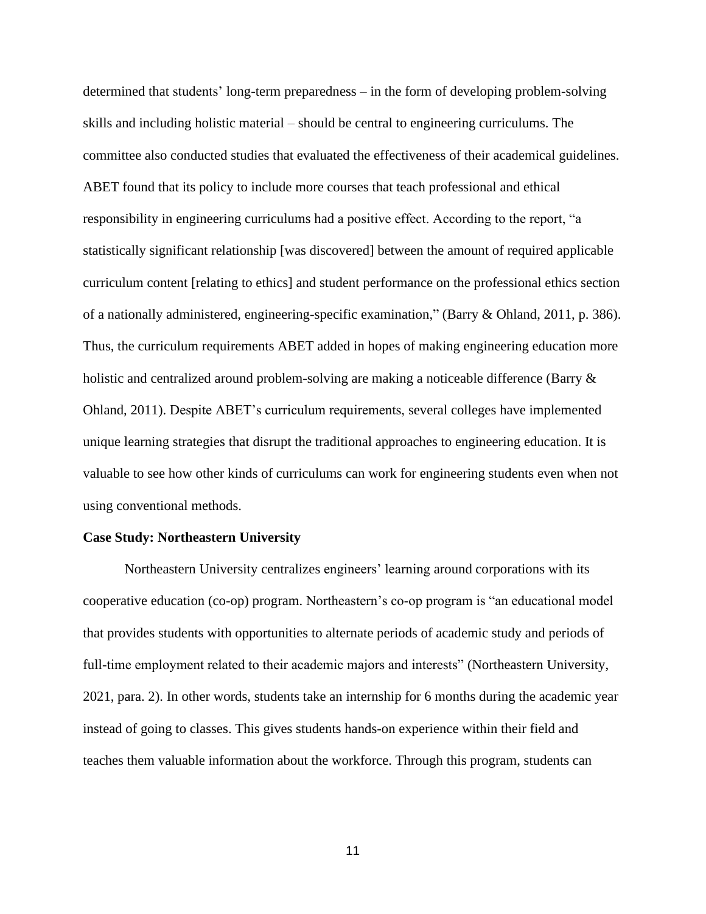determined that students' long-term preparedness – in the form of developing problem-solving skills and including holistic material – should be central to engineering curriculums. The committee also conducted studies that evaluated the effectiveness of their academical guidelines. ABET found that its policy to include more courses that teach professional and ethical responsibility in engineering curriculums had a positive effect. According to the report, "a statistically significant relationship [was discovered] between the amount of required applicable curriculum content [relating to ethics] and student performance on the professional ethics section of a nationally administered, engineering-specific examination," (Barry & Ohland, 2011, p. 386). Thus, the curriculum requirements ABET added in hopes of making engineering education more holistic and centralized around problem-solving are making a noticeable difference (Barry & Ohland, 2011). Despite ABET's curriculum requirements, several colleges have implemented unique learning strategies that disrupt the traditional approaches to engineering education. It is valuable to see how other kinds of curriculums can work for engineering students even when not using conventional methods.

**Case Study: Northeastern University**

Northeastern University centralizes engineers' learning around corporations with its cooperative education (co-op) program. Northeastern's co-op program is "an educational model that provides students with opportunities to alternate periods of academic study and periods of full-time employment related to their academic majors and interests" (Northeastern University, 2021, para. 2). In other words, students take an internship for 6 months during the academic year instead of going to classes. This gives students hands-on experience within their field and teaches them valuable information about the workforce. Through this program, students can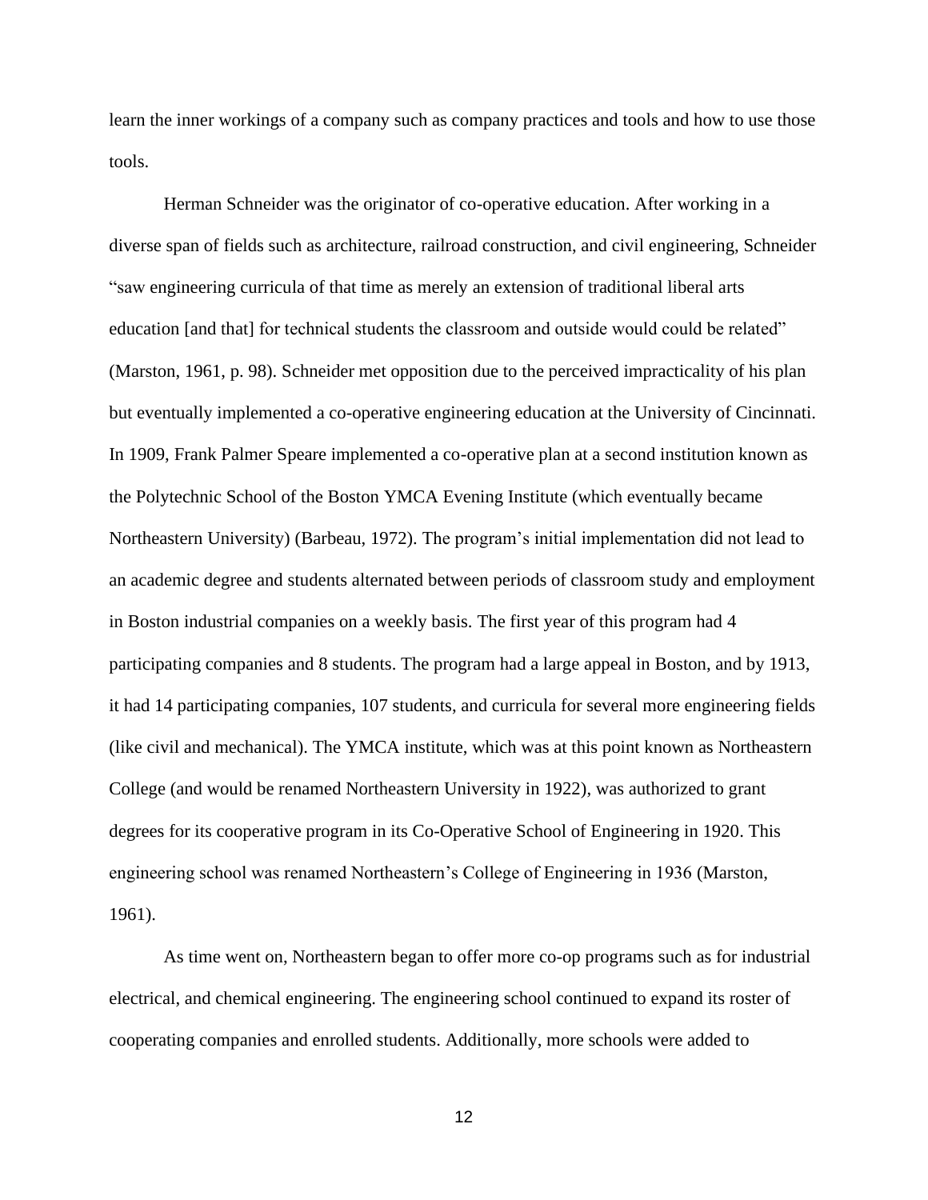learn the inner workings of a company such as company practices and tools and how to use those tools.

Herman Schneider was the originator of co-operative education. After working in a diverse span of fields such as architecture, railroad construction, and civil engineering, Schneider "saw engineering curricula of that time as merely an extension of traditional liberal arts education [and that] for technical students the classroom and outside would could be related" (Marston, 1961, p. 98). Schneider met opposition due to the perceived impracticality of his plan but eventually implemented a co-operative engineering education at the University of Cincinnati. In 1909, Frank Palmer Speare implemented a co-operative plan at a second institution known as the Polytechnic School of the Boston YMCA Evening Institute (which eventually became Northeastern University) (Barbeau, 1972). The program's initial implementation did not lead to an academic degree and students alternated between periods of classroom study and employment in Boston industrial companies on a weekly basis. The first year of this program had 4 participating companies and 8 students. The program had a large appeal in Boston, and by 1913, it had 14 participating companies, 107 students, and curricula for several more engineering fields (like civil and mechanical). The YMCA institute, which was at this point known as Northeastern College (and would be renamed Northeastern University in 1922), was authorized to grant degrees for its cooperative program in its Co-Operative School of Engineering in 1920. This engineering school was renamed Northeastern's College of Engineering in 1936 (Marston, 1961).

As time went on, Northeastern began to offer more co-op programs such as for industrial electrical, and chemical engineering. The engineering school continued to expand its roster of cooperating companies and enrolled students. Additionally, more schools were added to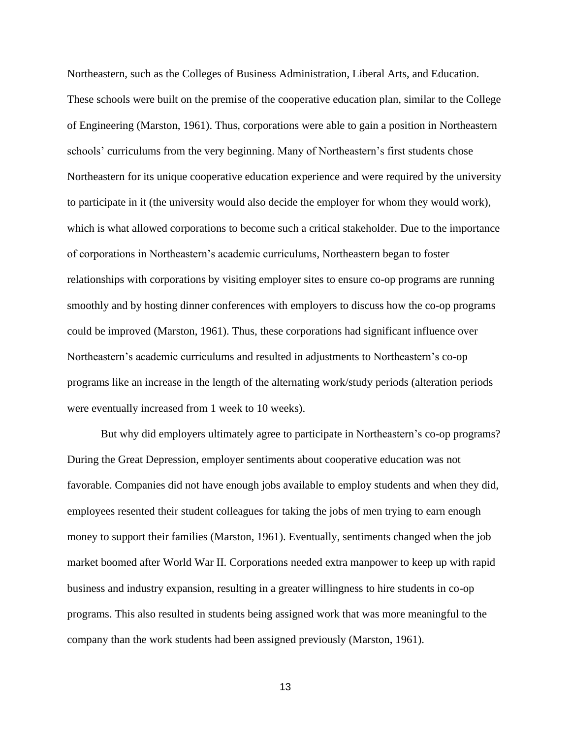Northeastern, such as the Colleges of Business Administration, Liberal Arts, and Education. These schools were built on the premise of the cooperative education plan, similar to the College of Engineering (Marston, 1961). Thus, corporations were able to gain a position in Northeastern schools' curriculums from the very beginning. Many of Northeastern's first students chose Northeastern for its unique cooperative education experience and were required by the university to participate in it (the university would also decide the employer for whom they would work), which is what allowed corporations to become such a critical stakeholder. Due to the importance of corporations in Northeastern's academic curriculums, Northeastern began to foster relationships with corporations by visiting employer sites to ensure co-op programs are running smoothly and by hosting dinner conferences with employers to discuss how the co-op programs could be improved (Marston, 1961). Thus, these corporations had significant influence over Northeastern's academic curriculums and resulted in adjustments to Northeastern's co-op programs like an increase in the length of the alternating work/study periods (alteration periods were eventually increased from 1 week to 10 weeks).

But why did employers ultimately agree to participate in Northeastern's co-op programs? During the Great Depression, employer sentiments about cooperative education was not favorable. Companies did not have enough jobs available to employ students and when they did, employees resented their student colleagues for taking the jobs of men trying to earn enough money to support their families (Marston, 1961). Eventually, sentiments changed when the job market boomed after World War II. Corporations needed extra manpower to keep up with rapid business and industry expansion, resulting in a greater willingness to hire students in co-op programs. This also resulted in students being assigned work that was more meaningful to the company than the work students had been assigned previously (Marston, 1961).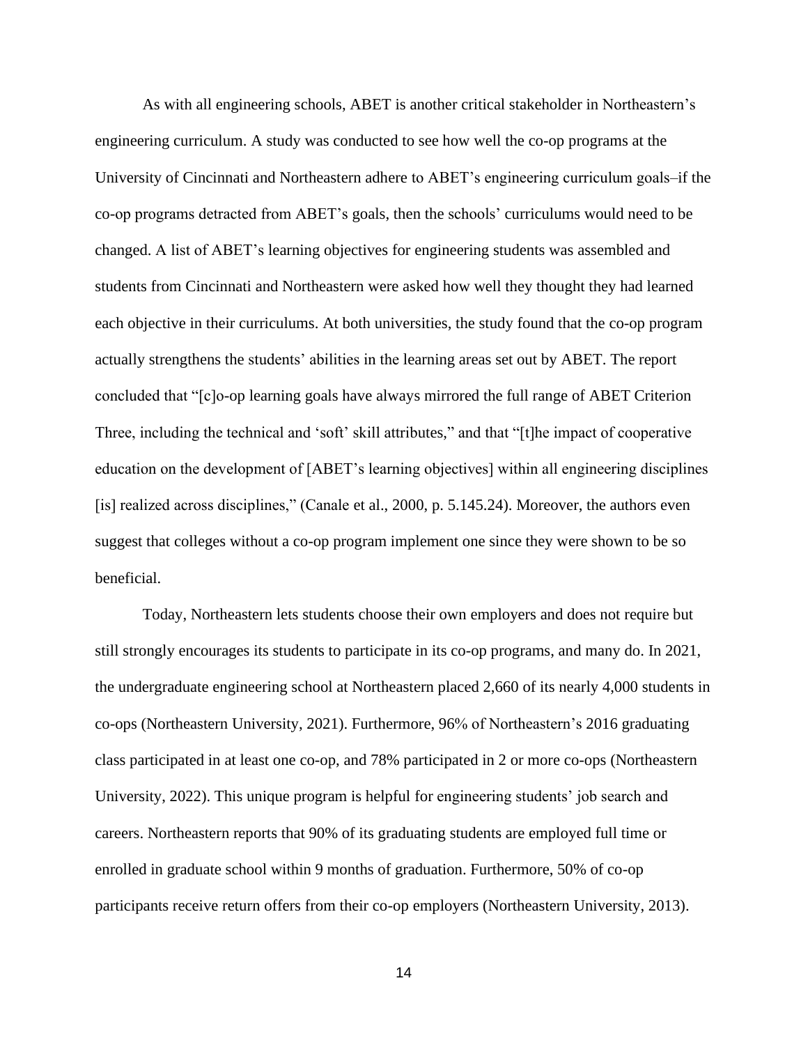As with all engineering schools, ABET is another critical stakeholder in Northeastern's engineering curriculum. A study was conducted to see how well the co-op programs at the University of Cincinnati and Northeastern adhere to ABET's engineering curriculum goals–if the co-op programs detracted from ABET's goals, then the schools' curriculums would need to be changed. A list of ABET's learning objectives for engineering students was assembled and students from Cincinnati and Northeastern were asked how well they thought they had learned each objective in their curriculums. At both universities, the study found that the co-op program actually strengthens the students' abilities in the learning areas set out by ABET. The report concluded that "[c]o-op learning goals have always mirrored the full range of ABET Criterion Three, including the technical and 'soft' skill attributes," and that "[t]he impact of cooperative education on the development of [ABET's learning objectives] within all engineering disciplines [is] realized across disciplines," (Canale et al., 2000, p. 5.145.24). Moreover, the authors even suggest that colleges without a co-op program implement one since they were shown to be so beneficial.

Today, Northeastern lets students choose their own employers and does not require but still strongly encourages its students to participate in its co-op programs, and many do. In 2021, the undergraduate engineering school at Northeastern placed 2,660 of its nearly 4,000 students in co-ops (Northeastern University, 2021). Furthermore, 96% of Northeastern's 2016 graduating class participated in at least one co-op, and 78% participated in 2 or more co-ops (Northeastern University, 2022). This unique program is helpful for engineering students' job search and careers. Northeastern reports that 90% of its graduating students are employed full time or enrolled in graduate school within 9 months of graduation. Furthermore, 50% of co-op participants receive return offers from their co-op employers (Northeastern University, 2013).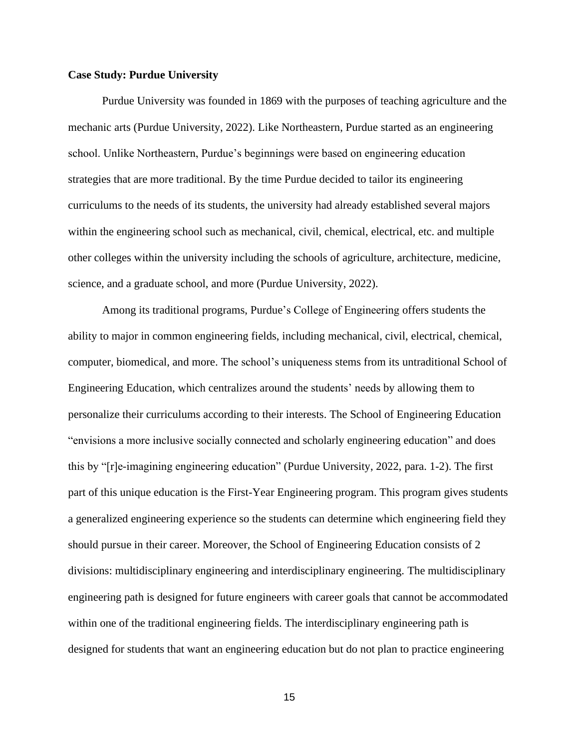**Case Study: Purdue University**

Purdue University was founded in 1869 with the purposes of teaching agriculture and the mechanic arts (Purdue University, 2022). Like Northeastern, Purdue started as an engineering school. Unlike Northeastern, Purdue's beginnings were based on engineering education strategies that are more traditional. By the time Purdue decided to tailor its engineering curriculums to the needs of its students, the university had already established several majors within the engineering school such as mechanical, civil, chemical, electrical, etc. and multiple other colleges within the university including the schools of agriculture, architecture, medicine, science, and a graduate school, and more (Purdue University, 2022).

Among its traditional programs, Purdue's College of Engineering offers students the ability to major in common engineering fields, including mechanical, civil, electrical, chemical, computer, biomedical, and more. The school's uniqueness stems from its untraditional School of Engineering Education, which centralizes around the students' needs by allowing them to personalize their curriculums according to their interests. The School of Engineering Education "envisions a more inclusive socially connected and scholarly engineering education" and does this by "[r]e-imagining engineering education" (Purdue University, 2022, para. 1-2). The first part of this unique education is the First-Year Engineering program. This program gives students a generalized engineering experience so the students can determine which engineering field they should pursue in their career. Moreover, the School of Engineering Education consists of 2 divisions: multidisciplinary engineering and interdisciplinary engineering. The multidisciplinary engineering path is designed for future engineers with career goals that cannot be accommodated within one of the traditional engineering fields. The interdisciplinary engineering path is designed for students that want an engineering education but do not plan to practice engineering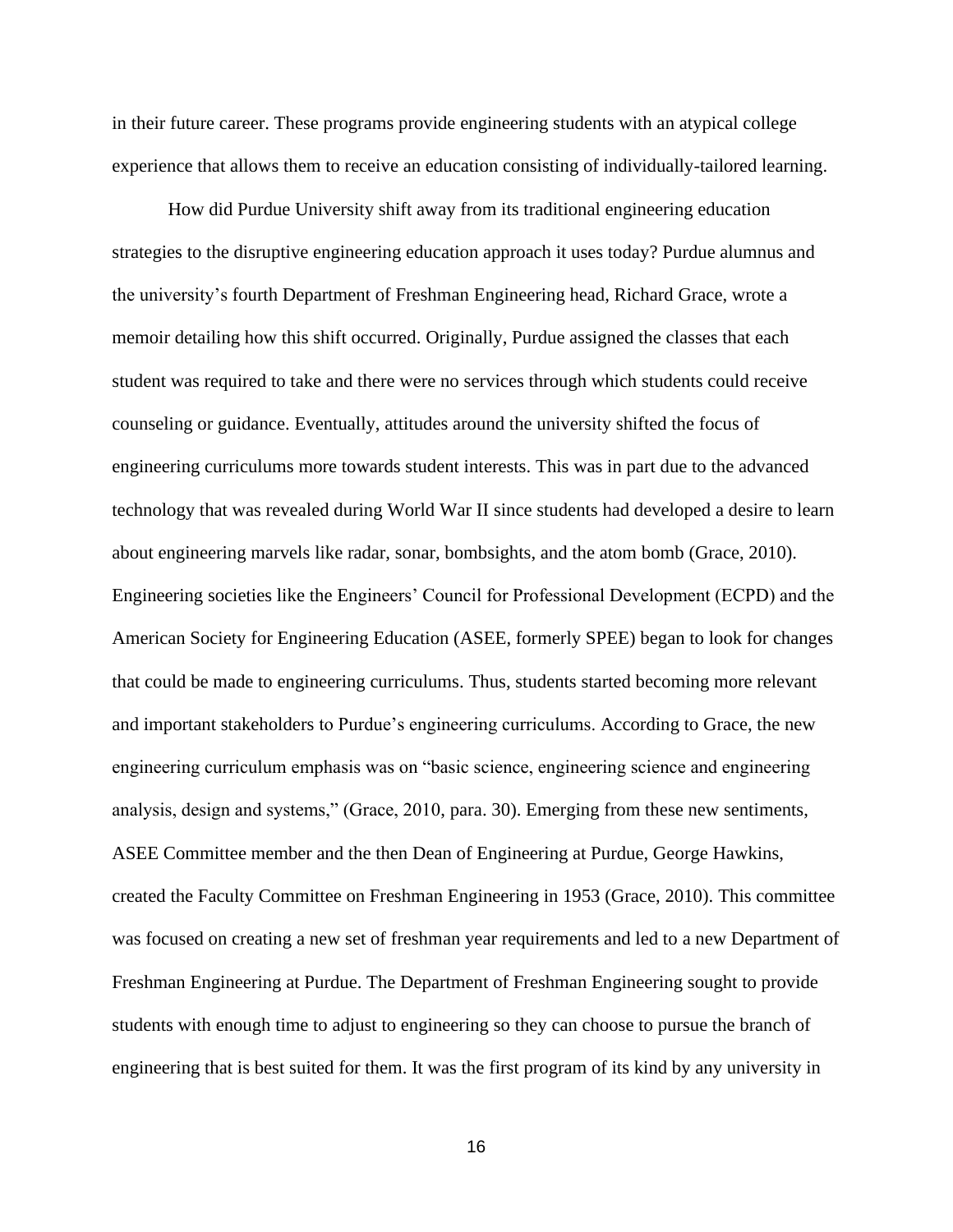in their future career. These programs provide engineering students with an atypical college experience that allows them to receive an education consisting of individually-tailored learning.

How did Purdue University shift away from its traditional engineering education strategies to the disruptive engineering education approach it uses today? Purdue alumnus and the university's fourth Department of Freshman Engineering head, Richard Grace, wrote a memoir detailing how this shift occurred. Originally, Purdue assigned the classes that each student was required to take and there were no services through which students could receive counseling or guidance. Eventually, attitudes around the university shifted the focus of engineering curriculums more towards student interests. This was in part due to the advanced technology that was revealed during World War II since students had developed a desire to learn about engineering marvels like radar, sonar, bombsights, and the atom bomb (Grace, 2010). Engineering societies like the Engineers' Council for Professional Development (ECPD) and the American Society for Engineering Education (ASEE, formerly SPEE) began to look for changes that could be made to engineering curriculums. Thus, students started becoming more relevant and important stakeholders to Purdue's engineering curriculums. According to Grace, the new engineering curriculum emphasis was on "basic science, engineering science and engineering analysis, design and systems," (Grace, 2010, para. 30). Emerging from these new sentiments, ASEE Committee member and the then Dean of Engineering at Purdue, George Hawkins, created the Faculty Committee on Freshman Engineering in 1953 (Grace, 2010). This committee was focused on creating a new set of freshman year requirements and led to a new Department of Freshman Engineering at Purdue. The Department of Freshman Engineering sought to provide students with enough time to adjust to engineering so they can choose to pursue the branch of engineering that is best suited for them. It was the first program of its kind by any university in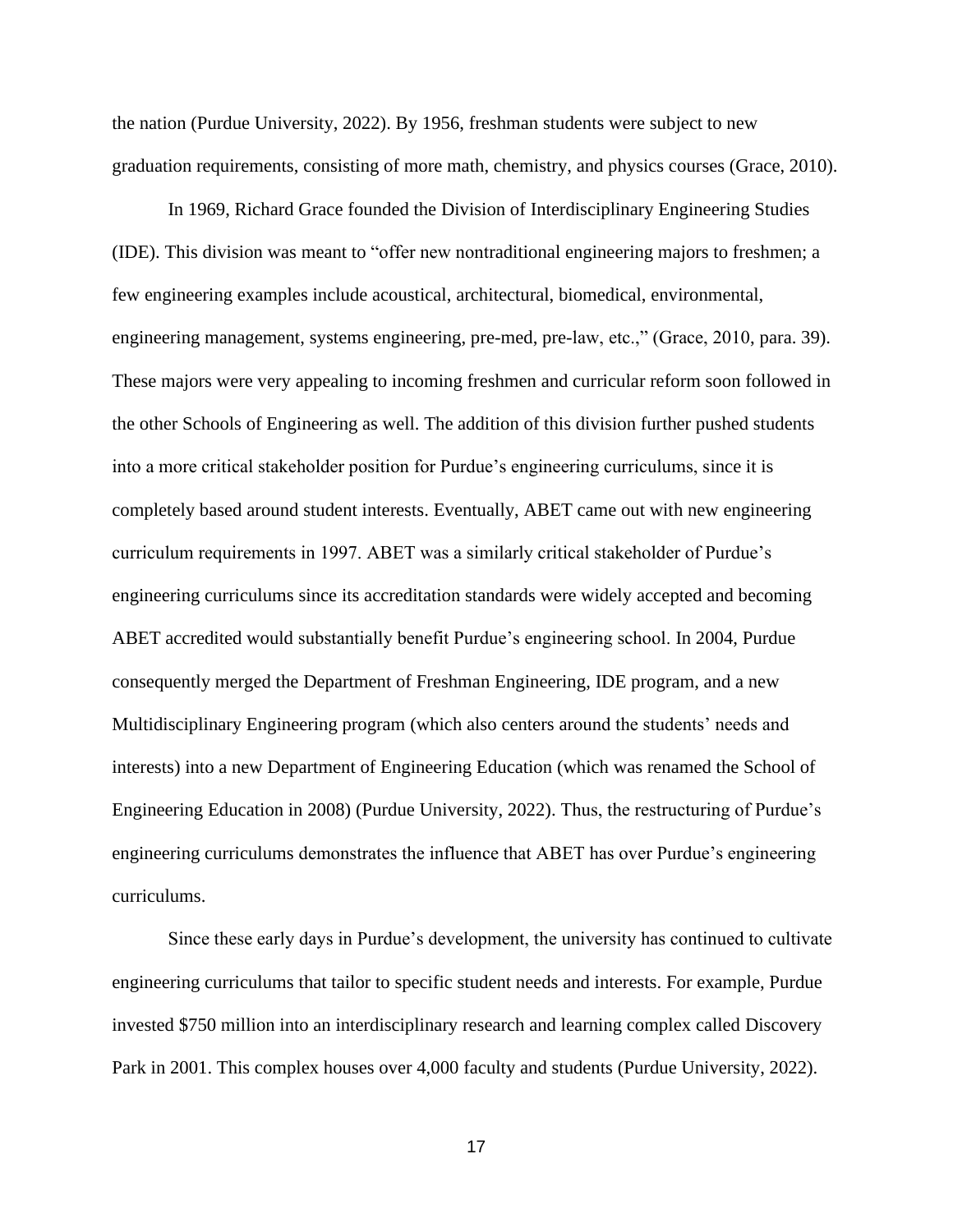the nation (Purdue University, 2022). By 1956, freshman students were subject to new graduation requirements, consisting of more math, chemistry, and physics courses (Grace, 2010).

In 1969, Richard Grace founded the Division of Interdisciplinary Engineering Studies (IDE). This division was meant to "offer new nontraditional engineering majors to freshmen; a few engineering examples include acoustical, architectural, biomedical, environmental, engineering management, systems engineering, pre-med, pre-law, etc.," (Grace, 2010, para. 39). These majors were very appealing to incoming freshmen and curricular reform soon followed in the other Schools of Engineering as well. The addition of this division further pushed students into a more critical stakeholder position for Purdue's engineering curriculums, since it is completely based around student interests. Eventually, ABET came out with new engineering curriculum requirements in 1997. ABET was a similarly critical stakeholder of Purdue's engineering curriculums since its accreditation standards were widely accepted and becoming ABET accredited would substantially benefit Purdue's engineering school. In 2004, Purdue consequently merged the Department of Freshman Engineering, IDE program, and a new Multidisciplinary Engineering program (which also centers around the students' needs and interests) into a new Department of Engineering Education (which was renamed the School of Engineering Education in 2008) (Purdue University, 2022). Thus, the restructuring of Purdue's engineering curriculums demonstrates the influence that ABET has over Purdue's engineering curriculums.

Since these early days in Purdue's development, the university has continued to cultivate engineering curriculums that tailor to specific student needs and interests. For example, Purdue invested $750 million into an interdisciplinary research and learning complex called Discovery Park in 2001. This complex houses over 4,000 faculty and students (Purdue University, 2022).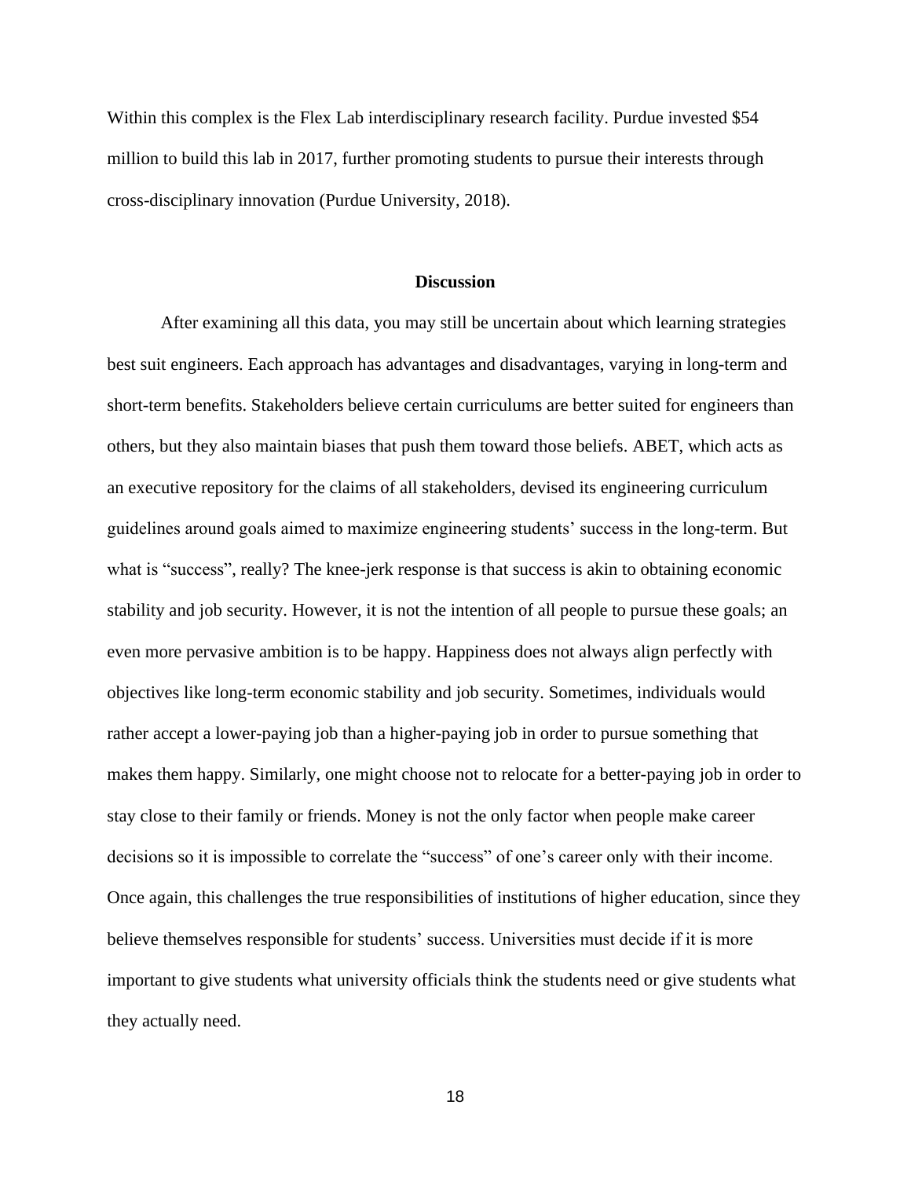Within this complex is the Flex Lab interdisciplinary research facility. Purdue invested $54 million to build this lab in 2017, further promoting students to pursue their interests through cross-disciplinary innovation (Purdue University, 2018).

## Discussion

After examining all this data, you may still be uncertain about which learning strategies best suit engineers. Each approach has advantages and disadvantages, varying in long-term and short-term benefits. Stakeholders believe certain curriculums are better suited for engineers than others, but they also maintain biases that push them toward those beliefs. ABET, which acts as an executive repository for the claims of all stakeholders, devised its engineering curriculum guidelines around goals aimed to maximize engineering students' success in the long-term. But what is "success", really? The knee-jerk response is that success is akin to obtaining economic stability and job security. However, it is not the intention of all people to pursue these goals; an even more pervasive ambition is to be happy. Happiness does not always align perfectly with objectives like long-term economic stability and job security. Sometimes, individuals would rather accept a lower-paying job than a higher-paying job in order to pursue something that makes them happy. Similarly, one might choose not to relocate for a better-paying job in order to stay close to their family or friends. Money is not the only factor when people make career decisions so it is impossible to correlate the "success" of one's career only with their income. Once again, this challenges the true responsibilities of institutions of higher education, since they believe themselves responsible for students' success. Universities must decide if it is more important to give students what university officials think the students need or give students what they actually need.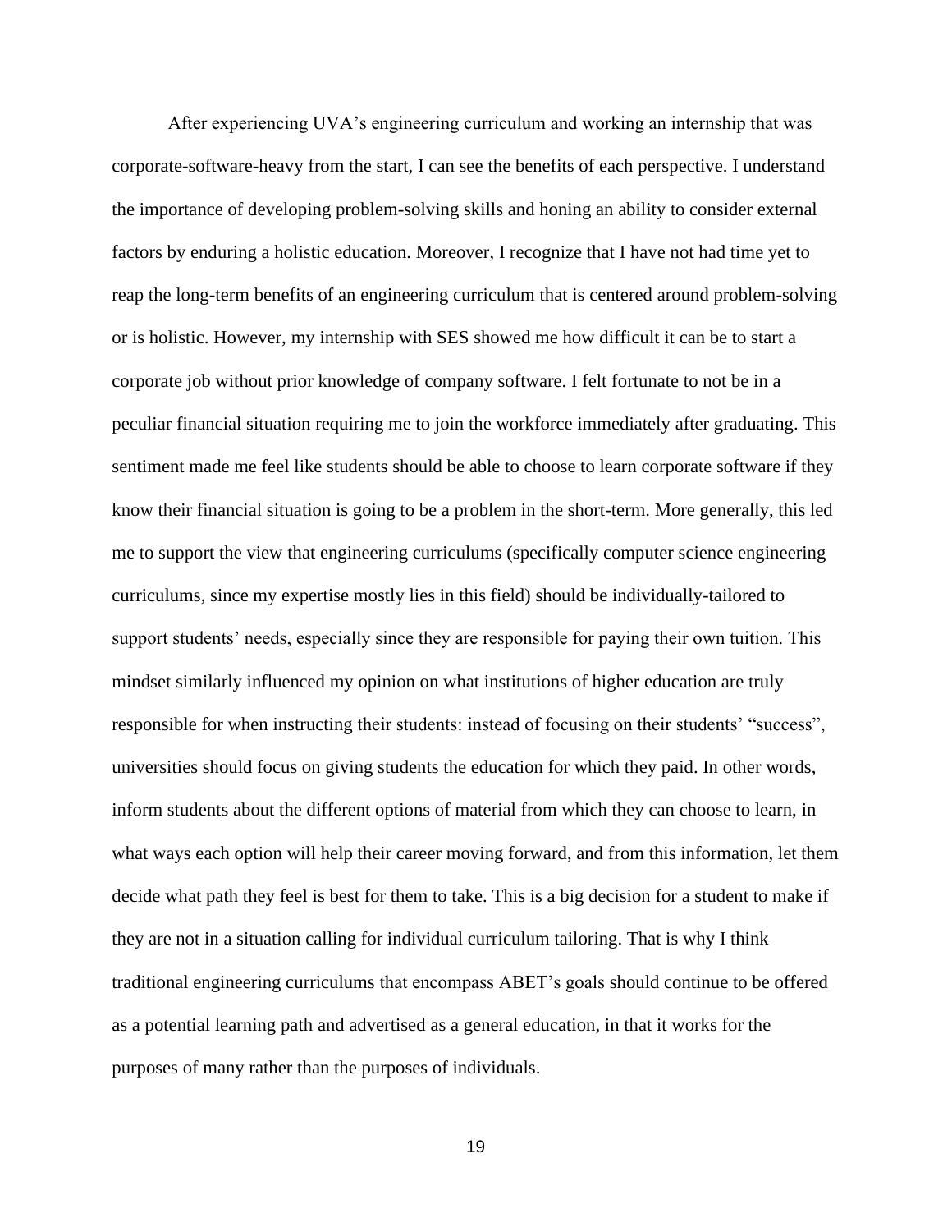After experiencing UVA's engineering curriculum and working an internship that was corporate-software-heavy from the start, I can see the benefits of each perspective. I understand the importance of developing problem-solving skills and honing an ability to consider external factors by enduring a holistic education. Moreover, I recognize that I have not had time yet to reap the long-term benefits of an engineering curriculum that is centered around problem-solving or is holistic. However, my internship with SES showed me how difficult it can be to start a corporate job without prior knowledge of company software. I felt fortunate to not be in a peculiar financial situation requiring me to join the workforce immediately after graduating. This sentiment made me feel like students should be able to choose to learn corporate software if they know their financial situation is going to be a problem in the short-term. More generally, this led me to support the view that engineering curriculums (specifically computer science engineering curriculums, since my expertise mostly lies in this field) should be individually-tailored to support students' needs, especially since they are responsible for paying their own tuition. This mindset similarly influenced my opinion on what institutions of higher education are truly responsible for when instructing their students: instead of focusing on their students' "success", universities should focus on giving students the education for which they paid. In other words, inform students about the different options of material from which they can choose to learn, in what ways each option will help their career moving forward, and from this information, let them decide what path they feel is best for them to take. This is a big decision for a student to make if they are not in a situation calling for individual curriculum tailoring. That is why I think traditional engineering curriculums that encompass ABET's goals should continue to be offered as a potential learning path and advertised as a general education, in that it works for the purposes of many rather than the purposes of individuals.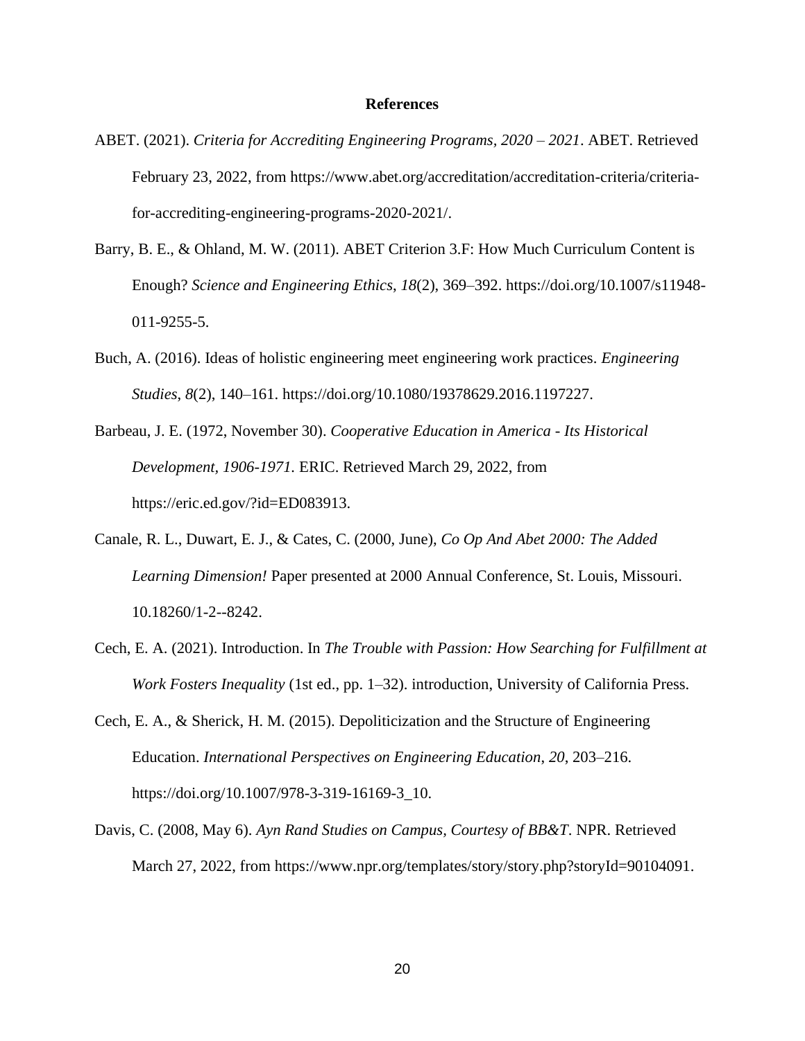# References

ABET. (2021). *Criteria for Accrediting Engineering Programs, 2020 – 2021*. ABET. Retrieved February 23, 2022, from https://www.abet.org/accreditation/accreditation-criteria/criteria-for-accrediting-engineering-programs-2020-2021/.

Barry, B. E., & Ohland, M. W. (2011). ABET Criterion 3.F: How Much Curriculum Content is Enough? *Science and Engineering Ethics*, *18*(2), 369–392. https://doi.org/10.1007/s11948-011-9255-5.

Buch, A. (2016). Ideas of holistic engineering meet engineering work practices. *Engineering Studies*, *8*(2), 140–161. https://doi.org/10.1080/19378629.2016.1197227.

Barbeau, J. E. (1972, November 30). *Cooperative Education in America - Its Historical Development, 1906-1971.* ERIC. Retrieved March 29, 2022, from https://eric.ed.gov/?id=ED083913.

Canale, R. L., Duwart, E. J., & Cates, C. (2000, June), *Co Op And Abet 2000: The Added Learning Dimension!* Paper presented at 2000 Annual Conference, St. Louis, Missouri. 10.18260/1-2--8242.

Cech, E. A. (2021). Introduction. In *The Trouble with Passion: How Searching for Fulfillment at Work Fosters Inequality* (1st ed., pp. 1–32). introduction, University of California Press.

Cech, E. A., & Sherick, H. M. (2015). Depoliticization and the Structure of Engineering Education. *International Perspectives on Engineering Education*, *20*, 203–216. https://doi.org/10.1007/978-3-319-16169-3_10.

Davis, C. (2008, May 6). *Ayn Rand Studies on Campus, Courtesy of BB&T*. NPR. Retrieved March 27, 2022, from https://www.npr.org/templates/story/story.php?storyId=90104091.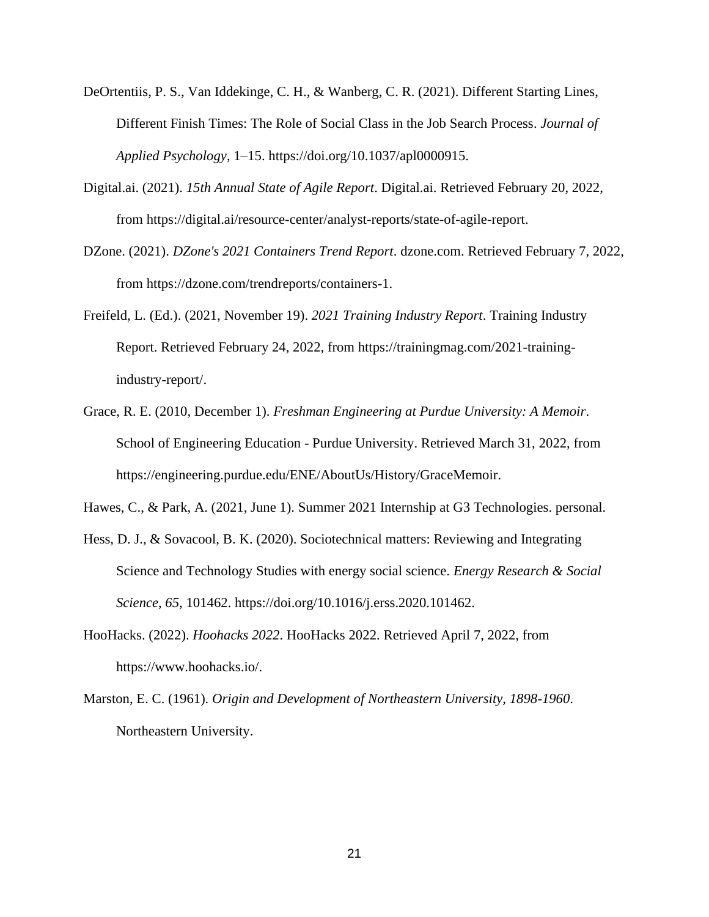DeOrtentiis, P. S., Van Iddekinge, C. H., & Wanberg, C. R. (2021). Different Starting Lines, Different Finish Times: The Role of Social Class in the Job Search Process. *Journal of Applied Psychology*, 1–15. https://doi.org/10.1037/apl0000915.

Digital.ai. (2021). *15th Annual State of Agile Report*. Digital.ai. Retrieved February 20, 2022, from https://digital.ai/resource-center/analyst-reports/state-of-agile-report.

DZone. (2021). *DZone's 2021 Containers Trend Report*. dzone.com. Retrieved February 7, 2022, from https://dzone.com/trendreports/containers-1.

Freifeld, L. (Ed.). (2021, November 19). *2021 Training Industry Report*. Training Industry Report. Retrieved February 24, 2022, from https://trainingmag.com/2021-training-industry-report/.

Grace, R. E. (2010, December 1). *Freshman Engineering at Purdue University: A Memoir*. School of Engineering Education - Purdue University. Retrieved March 31, 2022, from https://engineering.purdue.edu/ENE/AboutUs/History/GraceMemoir.

Hawes, C., & Park, A. (2021, June 1). Summer 2021 Internship at G3 Technologies. personal.

Hess, D. J., & Sovacool, B. K. (2020). Sociotechnical matters: Reviewing and Integrating Science and Technology Studies with energy social science. *Energy Research & Social Science*, *65*, 101462. https://doi.org/10.1016/j.erss.2020.101462.

HooHacks. (2022). *Hoohacks 2022*. HooHacks 2022. Retrieved April 7, 2022, from https://www.hoohacks.io/.

Marston, E. C. (1961). *Origin and Development of Northeastern University, 1898-1960*. Northeastern University.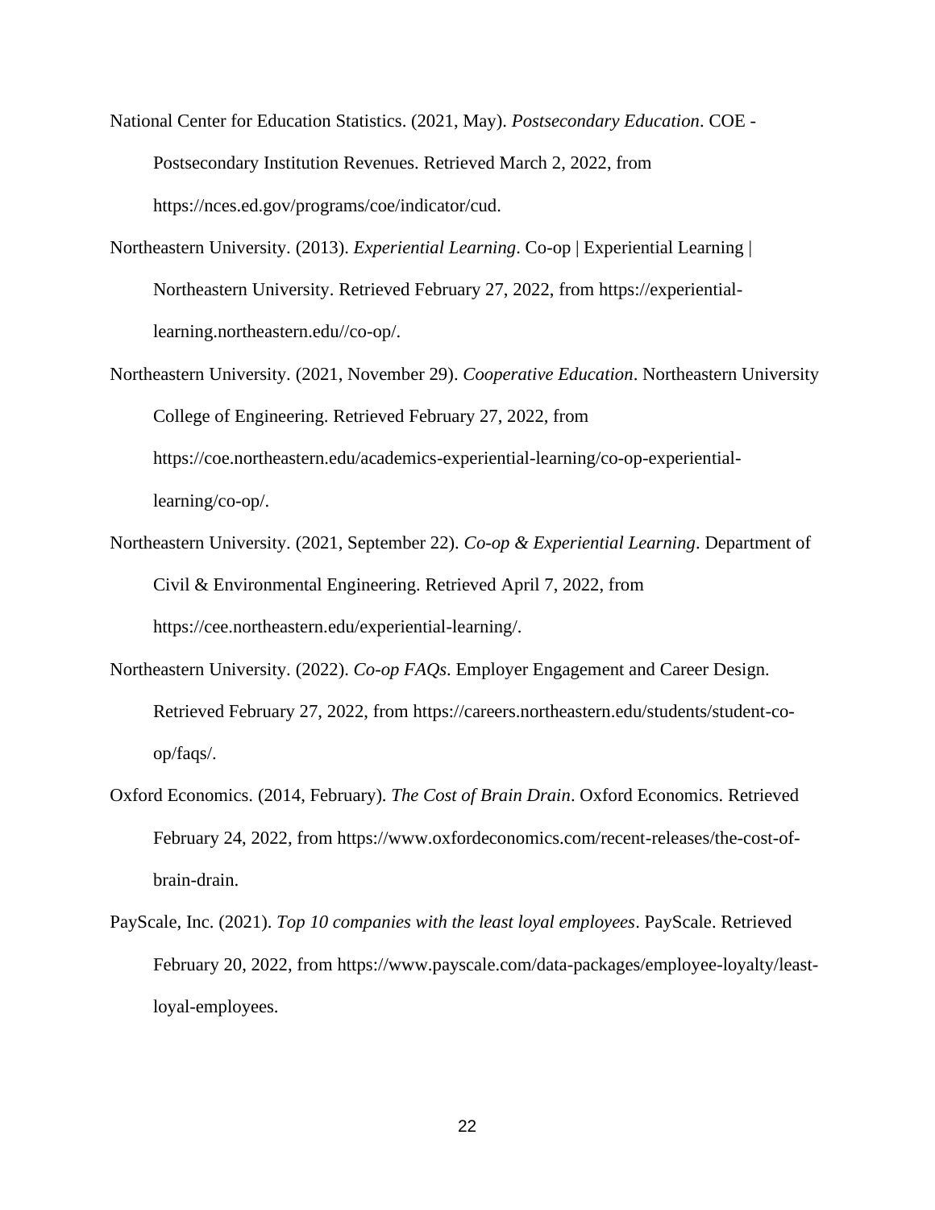National Center for Education Statistics. (2021, May). *Postsecondary Education*. COE - Postsecondary Institution Revenues. Retrieved March 2, 2022, from https://nces.ed.gov/programs/coe/indicator/cud.

Northeastern University. (2013). *Experiential Learning*. Co-op | Experiential Learning | Northeastern University. Retrieved February 27, 2022, from https://experiential-learning.northeastern.edu//co-op/.

Northeastern University. (2021, November 29). *Cooperative Education*. Northeastern University College of Engineering. Retrieved February 27, 2022, from https://coe.northeastern.edu/academics-experiential-learning/co-op-experiential-learning/co-op/.

Northeastern University. (2021, September 22). *Co-op & Experiential Learning*. Department of Civil & Environmental Engineering. Retrieved April 7, 2022, from https://cee.northeastern.edu/experiential-learning/.

Northeastern University. (2022). *Co-op FAQs*. Employer Engagement and Career Design. Retrieved February 27, 2022, from https://careers.northeastern.edu/students/student-co-op/faqs/.

Oxford Economics. (2014, February). *The Cost of Brain Drain*. Oxford Economics. Retrieved February 24, 2022, from https://www.oxfordeconomics.com/recent-releases/the-cost-of-brain-drain.

PayScale, Inc. (2021). *Top 10 companies with the least loyal employees*. PayScale. Retrieved February 20, 2022, from https://www.payscale.com/data-packages/employee-loyalty/least-loyal-employees.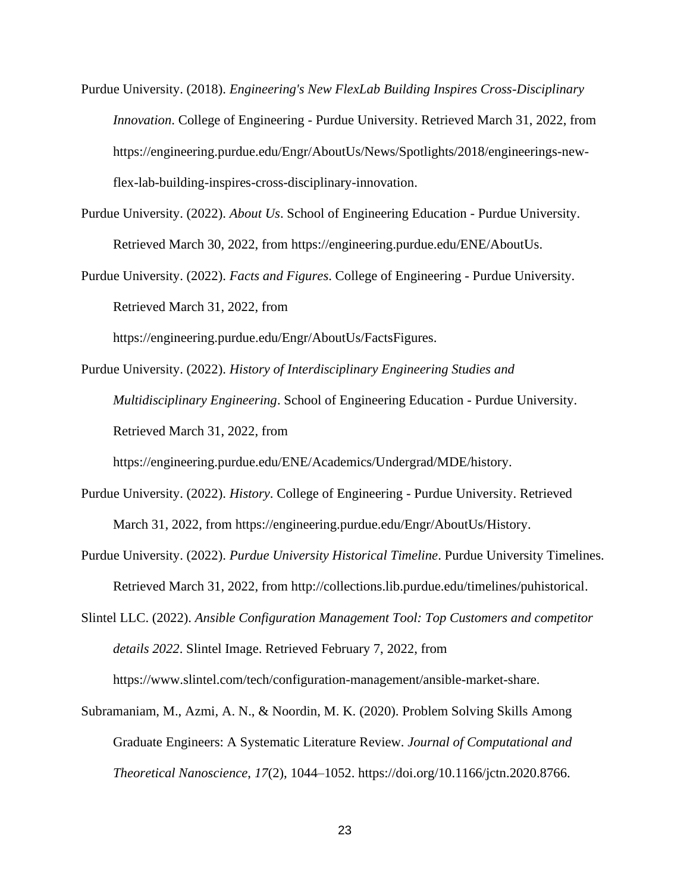Purdue University. (2018). *Engineering's New FlexLab Building Inspires Cross-Disciplinary Innovation*. College of Engineering - Purdue University. Retrieved March 31, 2022, from https://engineering.purdue.edu/Engr/AboutUs/News/Spotlights/2018/engineerings-new-flex-lab-building-inspires-cross-disciplinary-innovation.

Purdue University. (2022). *About Us*. School of Engineering Education - Purdue University. Retrieved March 30, 2022, from https://engineering.purdue.edu/ENE/AboutUs.

Purdue University. (2022). *Facts and Figures*. College of Engineering - Purdue University. Retrieved March 31, 2022, from https://engineering.purdue.edu/Engr/AboutUs/FactsFigures.

Purdue University. (2022). *History of Interdisciplinary Engineering Studies and Multidisciplinary Engineering*. School of Engineering Education - Purdue University. Retrieved March 31, 2022, from https://engineering.purdue.edu/ENE/Academics/Undergrad/MDE/history.

Purdue University. (2022). *History*. College of Engineering - Purdue University. Retrieved March 31, 2022, from https://engineering.purdue.edu/Engr/AboutUs/History.

Purdue University. (2022). *Purdue University Historical Timeline*. Purdue University Timelines. Retrieved March 31, 2022, from http://collections.lib.purdue.edu/timelines/puhistorical.

Slintel LLC. (2022). *Ansible Configuration Management Tool: Top Customers and competitor details 2022*. Slintel Image. Retrieved February 7, 2022, from https://www.slintel.com/tech/configuration-management/ansible-market-share.

Subramaniam, M., Azmi, A. N., & Noordin, M. K. (2020). Problem Solving Skills Among Graduate Engineers: A Systematic Literature Review. *Journal of Computational and Theoretical Nanoscience*, *17*(2), 1044–1052. https://doi.org/10.1166/jctn.2020.8766.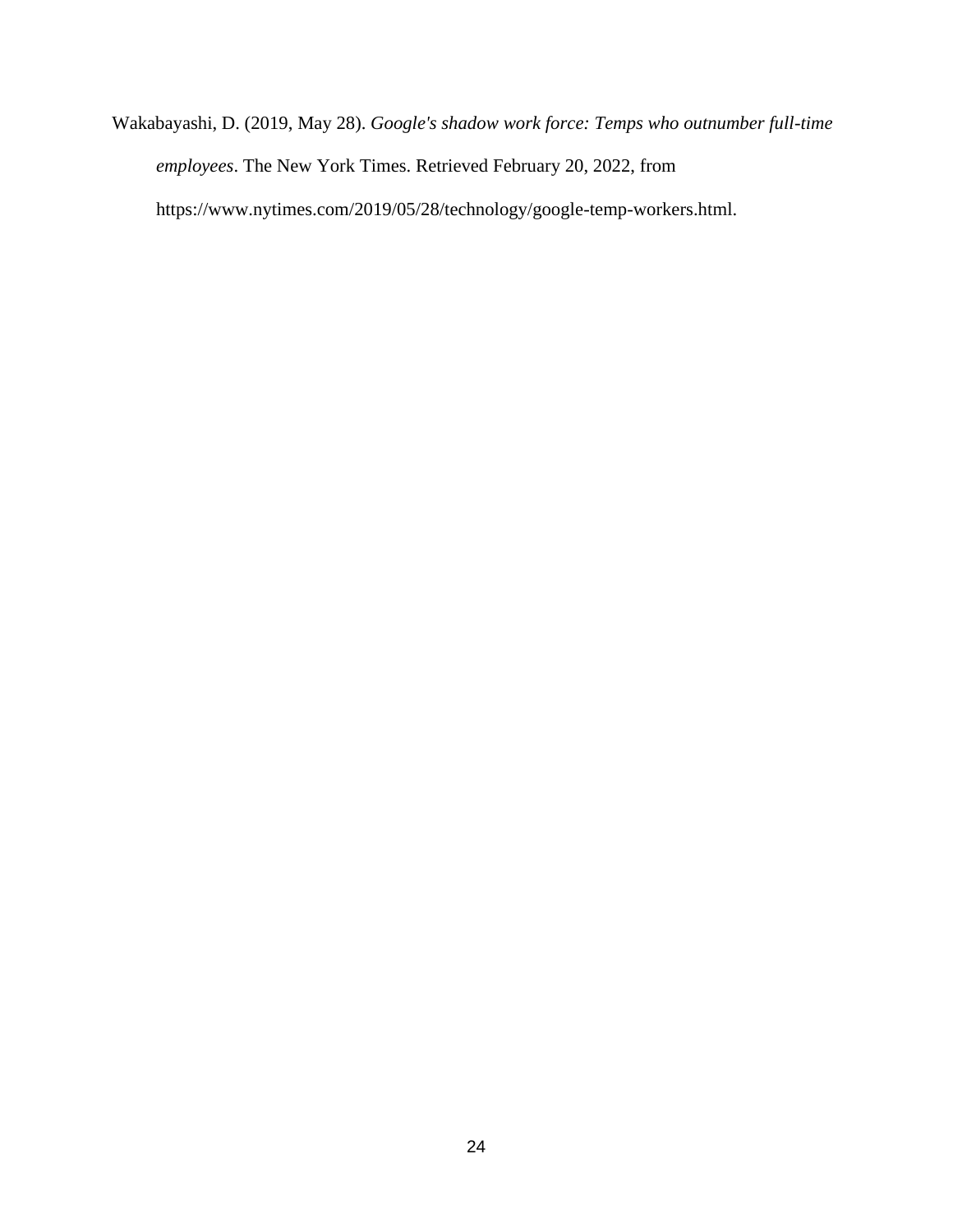Wakabayashi, D. (2019, May 28). *Google's shadow work force: Temps who outnumber full-time employees*. The New York Times. Retrieved February 20, 2022, from https://www.nytimes.com/2019/05/28/technology/google-temp-workers.html.